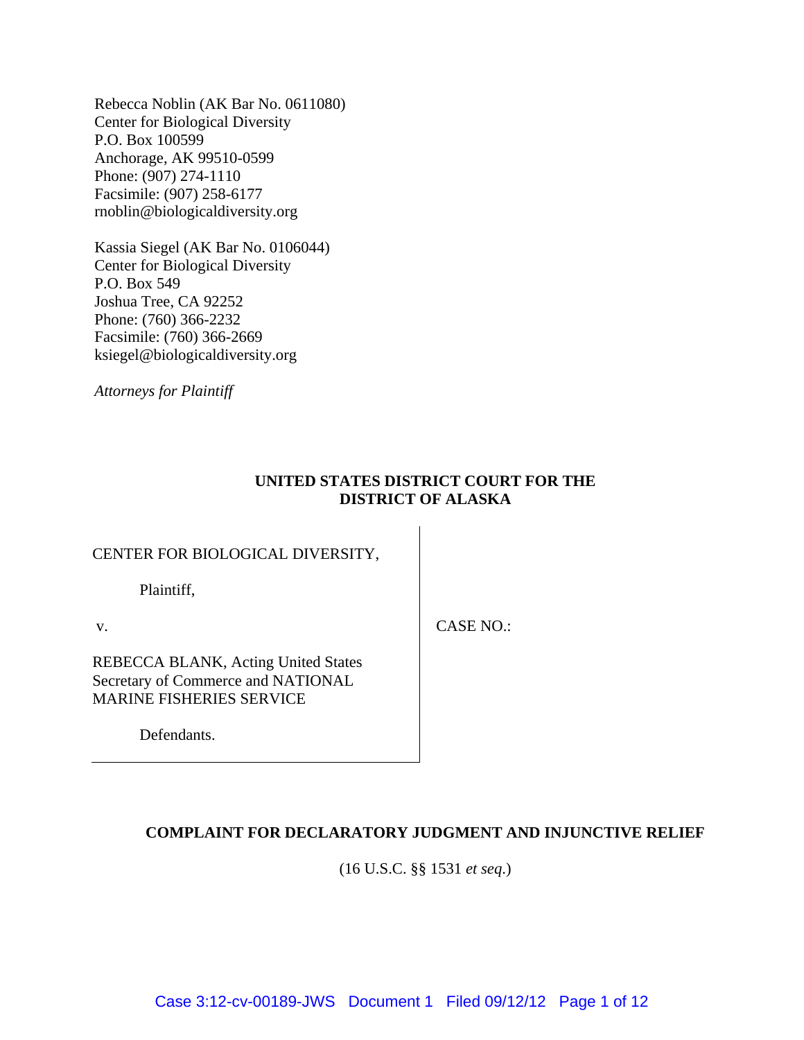Rebecca Noblin (AK Bar No. 0611080)
Center for Biological Diversity
P.O. Box 100599
Anchorage, AK 99510-0599
Phone: (907) 274-1110
Facsimile: (907) 258-6177
rnoblin@biologicaldiversity.org

Kassia Siegel (AK Bar No. 0106044)
Center for Biological Diversity
P.O. Box 549
Joshua Tree, CA 92252
Phone: (760) 366-2232
Facsimile: (760) 366-2669
ksiegel@biologicaldiversity.org

*Attorneys for Plaintiff*

**UNITED STATES DISTRICT COURT FOR THE DISTRICT OF ALASKA**

| | |
|---|---|
| CENTER FOR BIOLOGICAL DIVERSITY,<br><br>Plaintiff,<br><br>v.<br><br>REBECCA BLANK, Acting United States Secretary of Commerce and NATIONAL MARINE FISHERIES SERVICE<br><br>Defendants. | CASE NO.: |

**COMPLAINT FOR DECLARATORY JUDGMENT AND INJUNCTIVE RELIEF**

(16 U.S.C. §§ 1531 *et seq.*)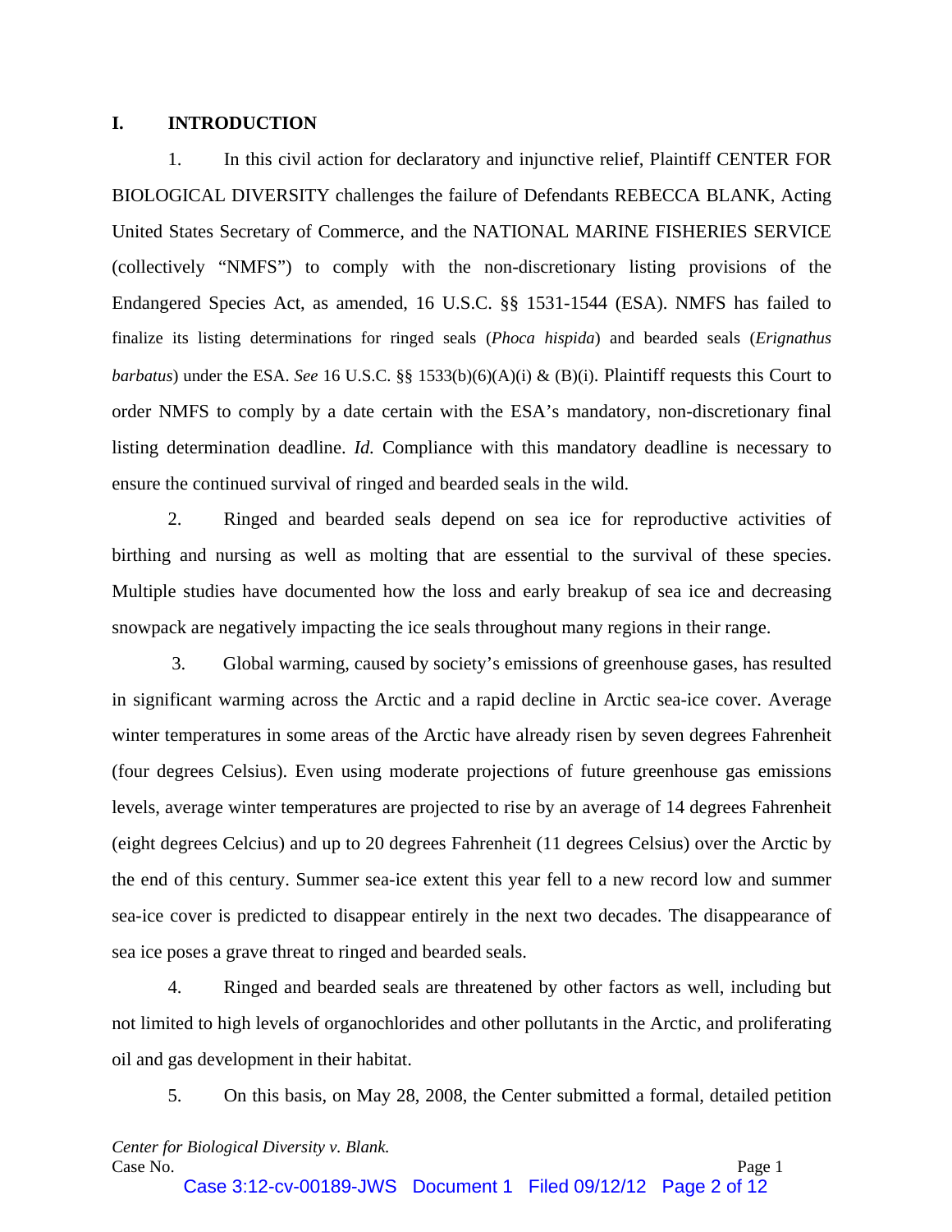## I. INTRODUCTION

1. In this civil action for declaratory and injunctive relief, Plaintiff CENTER FOR BIOLOGICAL DIVERSITY challenges the failure of Defendants REBECCA BLANK, Acting United States Secretary of Commerce, and the NATIONAL MARINE FISHERIES SERVICE (collectively "NMFS") to comply with the non-discretionary listing provisions of the Endangered Species Act, as amended, 16 U.S.C. §§ 1531-1544 (ESA). NMFS has failed to finalize its listing determinations for ringed seals (*Phoca hispida*) and bearded seals (*Erignathus barbatus*) under the ESA. *See* 16 U.S.C. §§ 1533(b)(6)(A)(i) & (B)(i). Plaintiff requests this Court to order NMFS to comply by a date certain with the ESA's mandatory, non-discretionary final listing determination deadline. *Id.* Compliance with this mandatory deadline is necessary to ensure the continued survival of ringed and bearded seals in the wild.

2. Ringed and bearded seals depend on sea ice for reproductive activities of birthing and nursing as well as molting that are essential to the survival of these species. Multiple studies have documented how the loss and early breakup of sea ice and decreasing snowpack are negatively impacting the ice seals throughout many regions in their range.

3. Global warming, caused by society's emissions of greenhouse gases, has resulted in significant warming across the Arctic and a rapid decline in Arctic sea-ice cover. Average winter temperatures in some areas of the Arctic have already risen by seven degrees Fahrenheit (four degrees Celsius). Even using moderate projections of future greenhouse gas emissions levels, average winter temperatures are projected to rise by an average of 14 degrees Fahrenheit (eight degrees Celcius) and up to 20 degrees Fahrenheit (11 degrees Celsius) over the Arctic by the end of this century. Summer sea-ice extent this year fell to a new record low and summer sea-ice cover is predicted to disappear entirely in the next two decades. The disappearance of sea ice poses a grave threat to ringed and bearded seals.

4. Ringed and bearded seals are threatened by other factors as well, including but not limited to high levels of organochlorides and other pollutants in the Arctic, and proliferating oil and gas development in their habitat.

5. On this basis, on May 28, 2008, the Center submitted a formal, detailed petition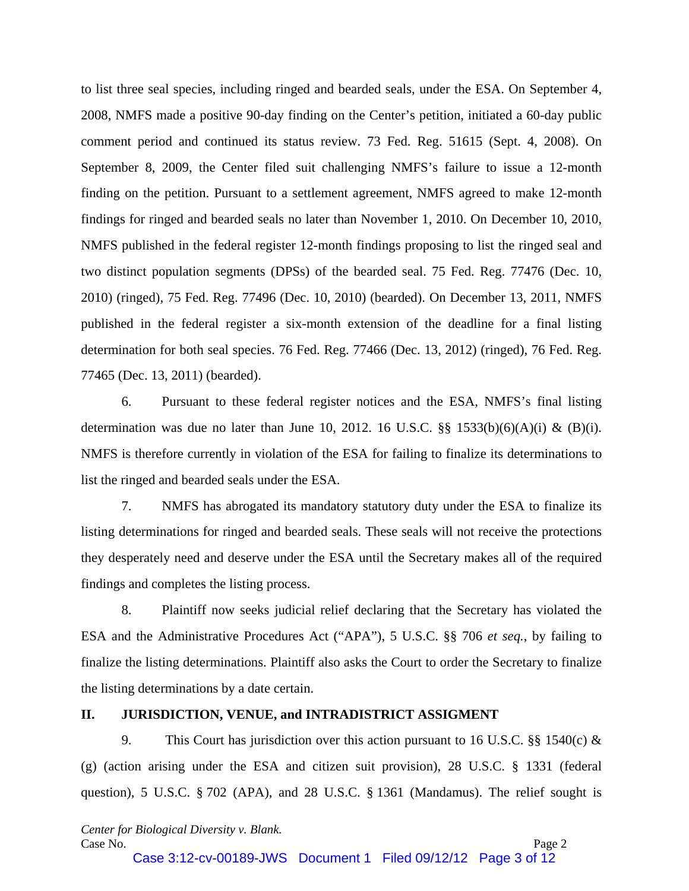to list three seal species, including ringed and bearded seals, under the ESA. On September 4, 2008, NMFS made a positive 90-day finding on the Center's petition, initiated a 60-day public comment period and continued its status review. 73 Fed. Reg. 51615 (Sept. 4, 2008). On September 8, 2009, the Center filed suit challenging NMFS's failure to issue a 12-month finding on the petition. Pursuant to a settlement agreement, NMFS agreed to make 12-month findings for ringed and bearded seals no later than November 1, 2010. On December 10, 2010, NMFS published in the federal register 12-month findings proposing to list the ringed seal and two distinct population segments (DPSs) of the bearded seal. 75 Fed. Reg. 77476 (Dec. 10, 2010) (ringed), 75 Fed. Reg. 77496 (Dec. 10, 2010) (bearded). On December 13, 2011, NMFS published in the federal register a six-month extension of the deadline for a final listing determination for both seal species. 76 Fed. Reg. 77466 (Dec. 13, 2012) (ringed), 76 Fed. Reg. 77465 (Dec. 13, 2011) (bearded).

6. Pursuant to these federal register notices and the ESA, NMFS's final listing determination was due no later than June 10, 2012. 16 U.S.C. §§ 1533(b)(6)(A)(i) & (B)(i). NMFS is therefore currently in violation of the ESA for failing to finalize its determinations to list the ringed and bearded seals under the ESA.

7. NMFS has abrogated its mandatory statutory duty under the ESA to finalize its listing determinations for ringed and bearded seals. These seals will not receive the protections they desperately need and deserve under the ESA until the Secretary makes all of the required findings and completes the listing process.

8. Plaintiff now seeks judicial relief declaring that the Secretary has violated the ESA and the Administrative Procedures Act ("APA"), 5 U.S.C. §§ 706 *et seq.*, by failing to finalize the listing determinations. Plaintiff also asks the Court to order the Secretary to finalize the listing determinations by a date certain.

## II. JURISDICTION, VENUE, and INTRADISTRICT ASSIGMENT

9. This Court has jurisdiction over this action pursuant to 16 U.S.C. §§ 1540(c) & (g) (action arising under the ESA and citizen suit provision), 28 U.S.C. § 1331 (federal question), 5 U.S.C. § 702 (APA), and 28 U.S.C. § 1361 (Mandamus). The relief sought is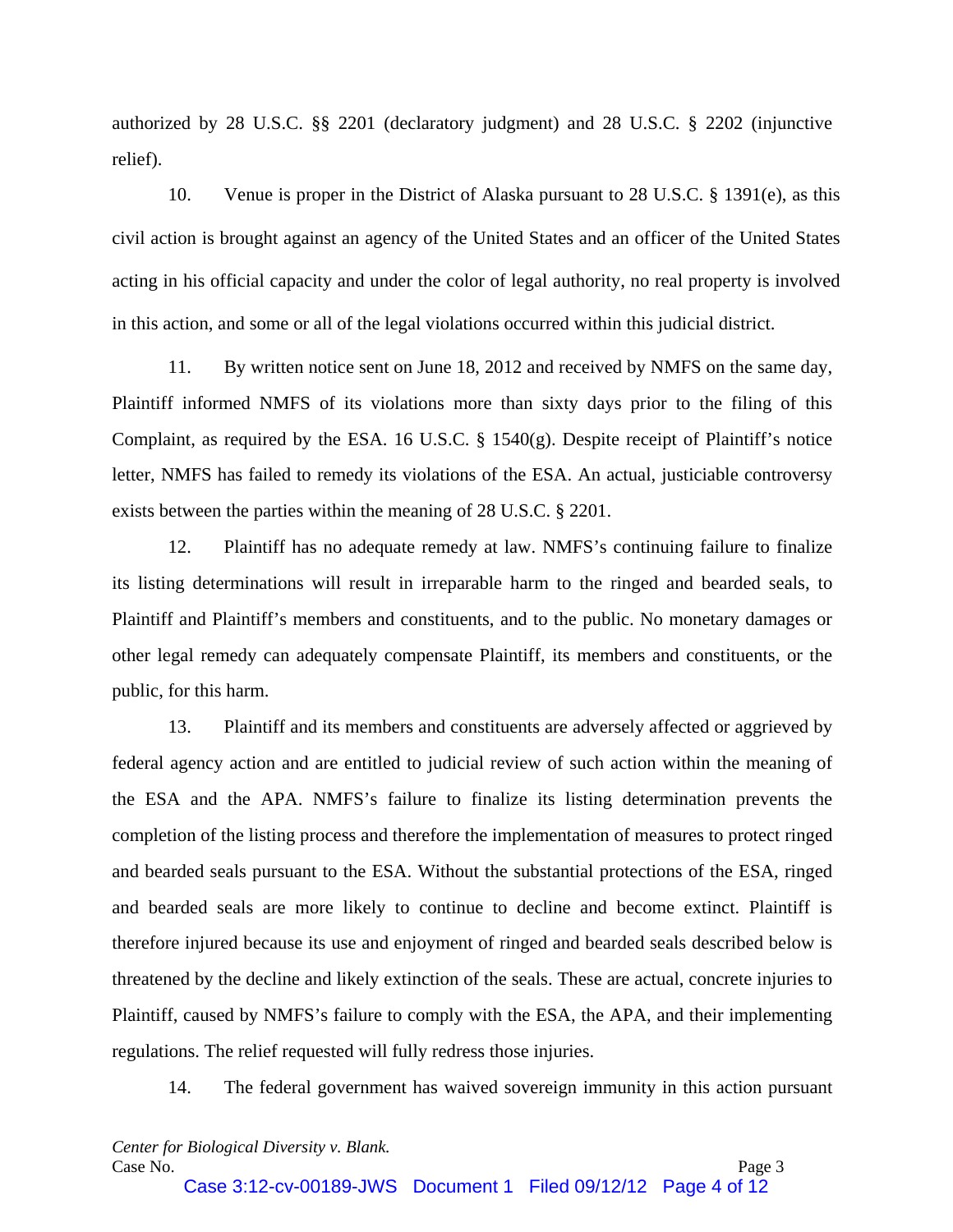authorized by 28 U.S.C. §§ 2201 (declaratory judgment) and 28 U.S.C. § 2202 (injunctive relief).

10. Venue is proper in the District of Alaska pursuant to 28 U.S.C. § 1391(e), as this civil action is brought against an agency of the United States and an officer of the United States acting in his official capacity and under the color of legal authority, no real property is involved in this action, and some or all of the legal violations occurred within this judicial district.

11. By written notice sent on June 18, 2012 and received by NMFS on the same day, Plaintiff informed NMFS of its violations more than sixty days prior to the filing of this Complaint, as required by the ESA. 16 U.S.C. § 1540(g). Despite receipt of Plaintiff's notice letter, NMFS has failed to remedy its violations of the ESA. An actual, justiciable controversy exists between the parties within the meaning of 28 U.S.C. § 2201.

12. Plaintiff has no adequate remedy at law. NMFS's continuing failure to finalize its listing determinations will result in irreparable harm to the ringed and bearded seals, to Plaintiff and Plaintiff's members and constituents, and to the public. No monetary damages or other legal remedy can adequately compensate Plaintiff, its members and constituents, or the public, for this harm.

13. Plaintiff and its members and constituents are adversely affected or aggrieved by federal agency action and are entitled to judicial review of such action within the meaning of the ESA and the APA. NMFS's failure to finalize its listing determination prevents the completion of the listing process and therefore the implementation of measures to protect ringed and bearded seals pursuant to the ESA. Without the substantial protections of the ESA, ringed and bearded seals are more likely to continue to decline and become extinct. Plaintiff is therefore injured because its use and enjoyment of ringed and bearded seals described below is threatened by the decline and likely extinction of the seals. These are actual, concrete injuries to Plaintiff, caused by NMFS's failure to comply with the ESA, the APA, and their implementing regulations. The relief requested will fully redress those injuries.

14. The federal government has waived sovereign immunity in this action pursuant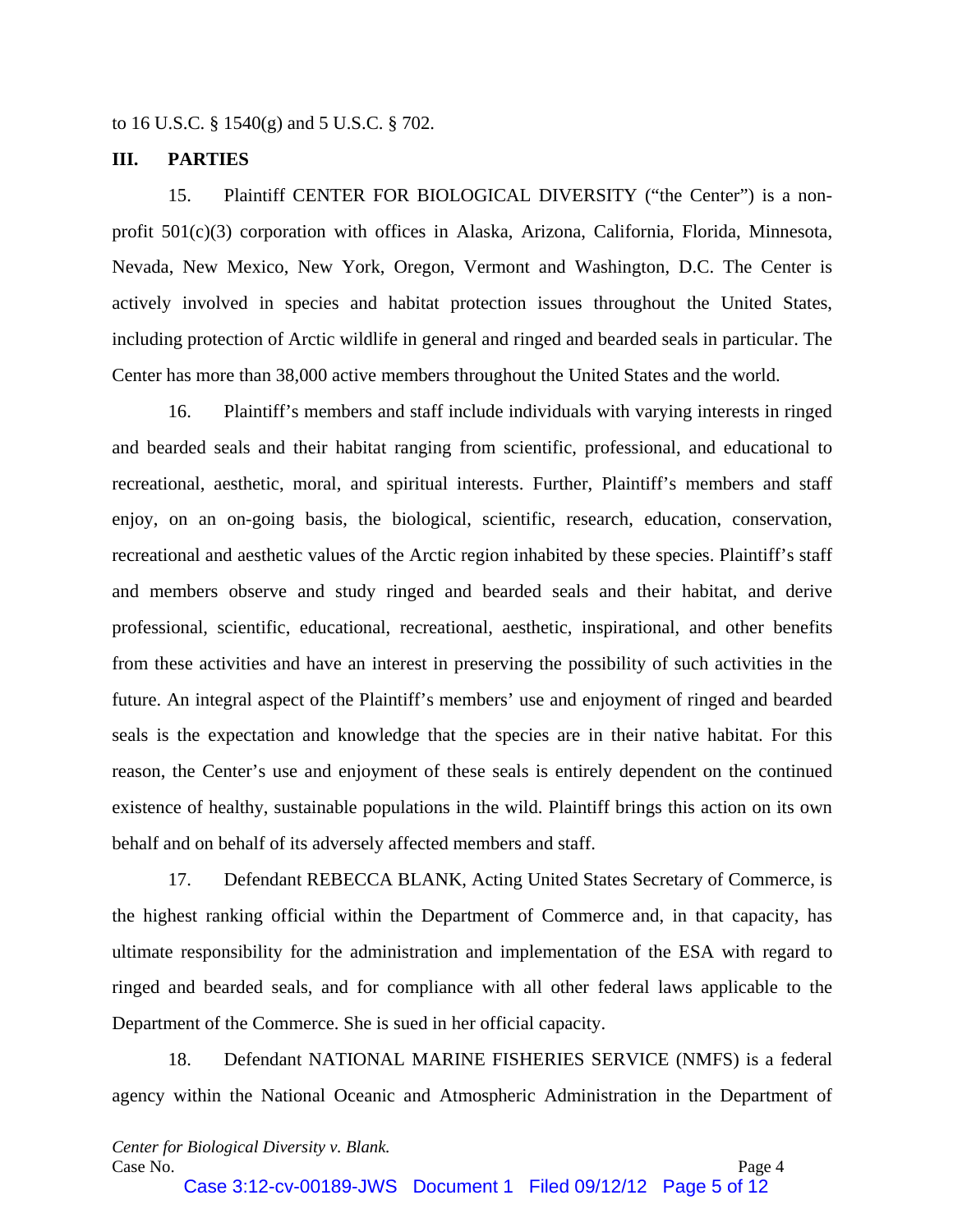to 16 U.S.C. § 1540(g) and 5 U.S.C. § 702.

## III. PARTIES

15. Plaintiff CENTER FOR BIOLOGICAL DIVERSITY ("the Center") is a non-profit 501(c)(3) corporation with offices in Alaska, Arizona, California, Florida, Minnesota, Nevada, New Mexico, New York, Oregon, Vermont and Washington, D.C. The Center is actively involved in species and habitat protection issues throughout the United States, including protection of Arctic wildlife in general and ringed and bearded seals in particular. The Center has more than 38,000 active members throughout the United States and the world.

16. Plaintiff's members and staff include individuals with varying interests in ringed and bearded seals and their habitat ranging from scientific, professional, and educational to recreational, aesthetic, moral, and spiritual interests. Further, Plaintiff's members and staff enjoy, on an on-going basis, the biological, scientific, research, education, conservation, recreational and aesthetic values of the Arctic region inhabited by these species. Plaintiff's staff and members observe and study ringed and bearded seals and their habitat, and derive professional, scientific, educational, recreational, aesthetic, inspirational, and other benefits from these activities and have an interest in preserving the possibility of such activities in the future. An integral aspect of the Plaintiff's members' use and enjoyment of ringed and bearded seals is the expectation and knowledge that the species are in their native habitat. For this reason, the Center's use and enjoyment of these seals is entirely dependent on the continued existence of healthy, sustainable populations in the wild. Plaintiff brings this action on its own behalf and on behalf of its adversely affected members and staff.

17. Defendant REBECCA BLANK, Acting United States Secretary of Commerce, is the highest ranking official within the Department of Commerce and, in that capacity, has ultimate responsibility for the administration and implementation of the ESA with regard to ringed and bearded seals, and for compliance with all other federal laws applicable to the Department of the Commerce. She is sued in her official capacity.

18. Defendant NATIONAL MARINE FISHERIES SERVICE (NMFS) is a federal agency within the National Oceanic and Atmospheric Administration in the Department of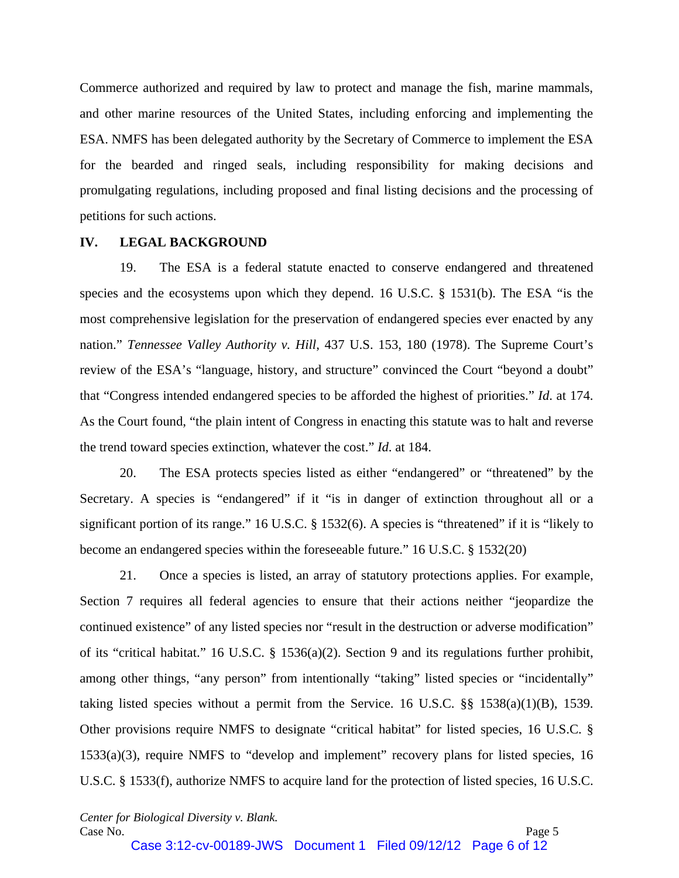Commerce authorized and required by law to protect and manage the fish, marine mammals, and other marine resources of the United States, including enforcing and implementing the ESA. NMFS has been delegated authority by the Secretary of Commerce to implement the ESA for the bearded and ringed seals, including responsibility for making decisions and promulgating regulations, including proposed and final listing decisions and the processing of petitions for such actions.

## IV. LEGAL BACKGROUND

19. The ESA is a federal statute enacted to conserve endangered and threatened species and the ecosystems upon which they depend. 16 U.S.C. § 1531(b). The ESA "is the most comprehensive legislation for the preservation of endangered species ever enacted by any nation." *Tennessee Valley Authority v. Hill*, 437 U.S. 153, 180 (1978). The Supreme Court's review of the ESA's "language, history, and structure" convinced the Court "beyond a doubt" that "Congress intended endangered species to be afforded the highest of priorities." *Id*. at 174. As the Court found, "the plain intent of Congress in enacting this statute was to halt and reverse the trend toward species extinction, whatever the cost." *Id*. at 184.

20. The ESA protects species listed as either "endangered" or "threatened" by the Secretary. A species is "endangered" if it "is in danger of extinction throughout all or a significant portion of its range." 16 U.S.C. § 1532(6). A species is "threatened" if it is "likely to become an endangered species within the foreseeable future." 16 U.S.C. § 1532(20)

21. Once a species is listed, an array of statutory protections applies. For example, Section 7 requires all federal agencies to ensure that their actions neither "jeopardize the continued existence" of any listed species nor "result in the destruction or adverse modification" of its "critical habitat." 16 U.S.C. § 1536(a)(2). Section 9 and its regulations further prohibit, among other things, "any person" from intentionally "taking" listed species or "incidentally" taking listed species without a permit from the Service. 16 U.S.C. §§ 1538(a)(1)(B), 1539. Other provisions require NMFS to designate "critical habitat" for listed species, 16 U.S.C. § 1533(a)(3), require NMFS to "develop and implement" recovery plans for listed species, 16 U.S.C. § 1533(f), authorize NMFS to acquire land for the protection of listed species, 16 U.S.C.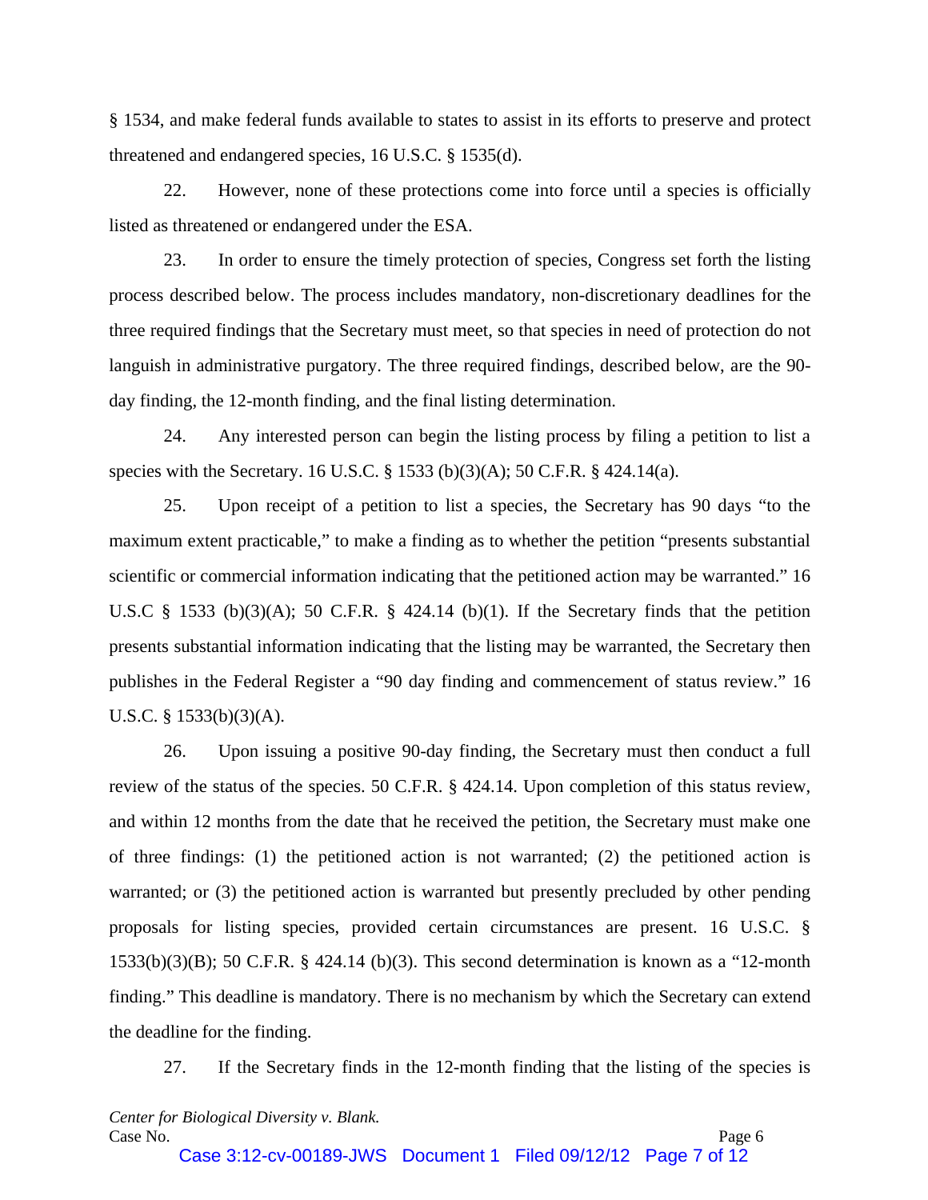§ 1534, and make federal funds available to states to assist in its efforts to preserve and protect threatened and endangered species, 16 U.S.C. § 1535(d).

22. However, none of these protections come into force until a species is officially listed as threatened or endangered under the ESA.

23. In order to ensure the timely protection of species, Congress set forth the listing process described below. The process includes mandatory, non-discretionary deadlines for the three required findings that the Secretary must meet, so that species in need of protection do not languish in administrative purgatory. The three required findings, described below, are the 90-day finding, the 12-month finding, and the final listing determination.

24. Any interested person can begin the listing process by filing a petition to list a species with the Secretary. 16 U.S.C. § 1533 (b)(3)(A); 50 C.F.R. § 424.14(a).

25. Upon receipt of a petition to list a species, the Secretary has 90 days "to the maximum extent practicable," to make a finding as to whether the petition "presents substantial scientific or commercial information indicating that the petitioned action may be warranted." 16 U.S.C § 1533 (b)(3)(A); 50 C.F.R. § 424.14 (b)(1). If the Secretary finds that the petition presents substantial information indicating that the listing may be warranted, the Secretary then publishes in the Federal Register a "90 day finding and commencement of status review." 16 U.S.C. § 1533(b)(3)(A).

26. Upon issuing a positive 90-day finding, the Secretary must then conduct a full review of the status of the species. 50 C.F.R. § 424.14. Upon completion of this status review, and within 12 months from the date that he received the petition, the Secretary must make one of three findings: (1) the petitioned action is not warranted; (2) the petitioned action is warranted; or (3) the petitioned action is warranted but presently precluded by other pending proposals for listing species, provided certain circumstances are present. 16 U.S.C. § 1533(b)(3)(B); 50 C.F.R. § 424.14 (b)(3). This second determination is known as a "12-month finding." This deadline is mandatory. There is no mechanism by which the Secretary can extend the deadline for the finding.

27. If the Secretary finds in the 12-month finding that the listing of the species is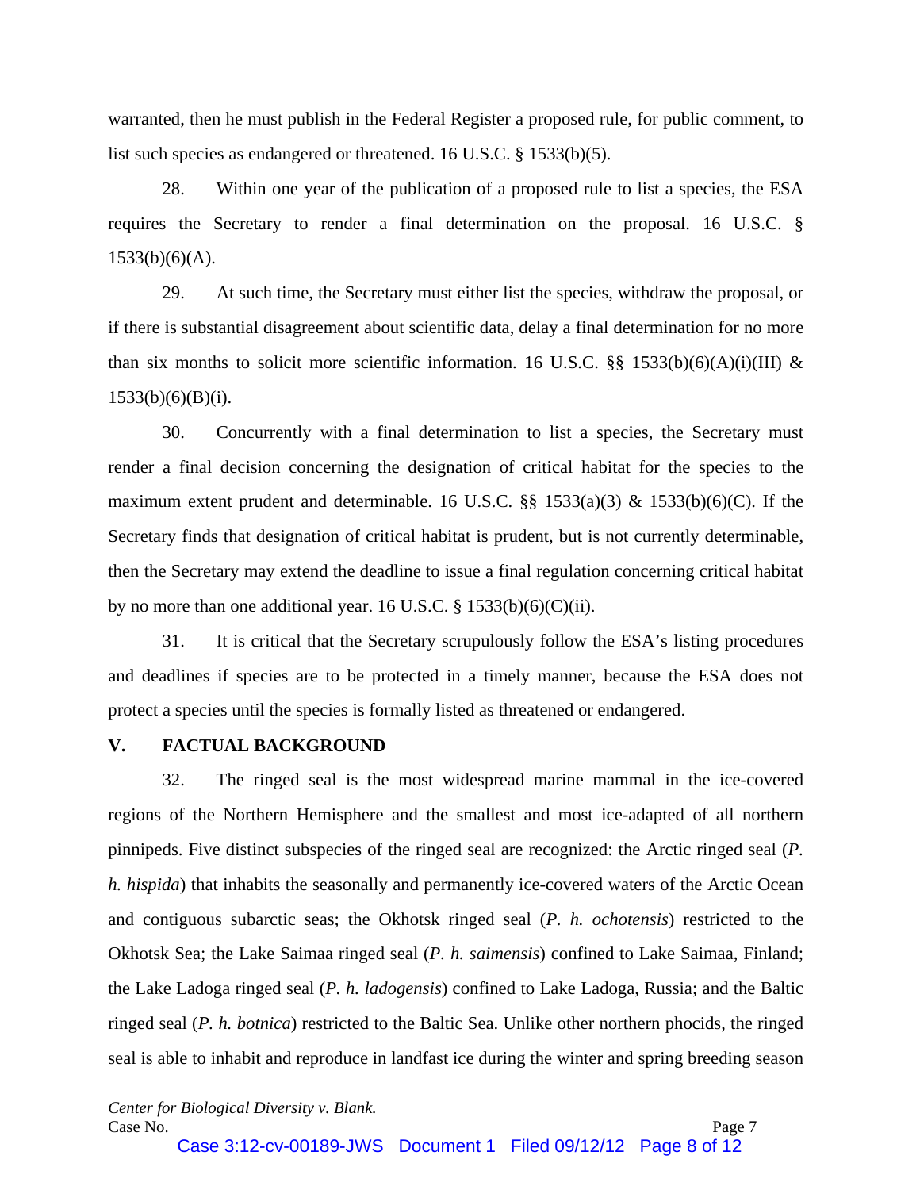warranted, then he must publish in the Federal Register a proposed rule, for public comment, to list such species as endangered or threatened. 16 U.S.C. § 1533(b)(5).

28. Within one year of the publication of a proposed rule to list a species, the ESA requires the Secretary to render a final determination on the proposal. 16 U.S.C. § 1533(b)(6)(A).

29. At such time, the Secretary must either list the species, withdraw the proposal, or if there is substantial disagreement about scientific data, delay a final determination for no more than six months to solicit more scientific information. 16 U.S.C. §§ 1533(b)(6)(A)(i)(III) & 1533(b)(6)(B)(i).

30. Concurrently with a final determination to list a species, the Secretary must render a final decision concerning the designation of critical habitat for the species to the maximum extent prudent and determinable. 16 U.S.C. §§ 1533(a)(3) & 1533(b)(6)(C). If the Secretary finds that designation of critical habitat is prudent, but is not currently determinable, then the Secretary may extend the deadline to issue a final regulation concerning critical habitat by no more than one additional year. 16 U.S.C. § 1533(b)(6)(C)(ii).

31. It is critical that the Secretary scrupulously follow the ESA's listing procedures and deadlines if species are to be protected in a timely manner, because the ESA does not protect a species until the species is formally listed as threatened or endangered.

## V. FACTUAL BACKGROUND

32. The ringed seal is the most widespread marine mammal in the ice-covered regions of the Northern Hemisphere and the smallest and most ice-adapted of all northern pinnipeds. Five distinct subspecies of the ringed seal are recognized: the Arctic ringed seal (*P. h. hispida*) that inhabits the seasonally and permanently ice-covered waters of the Arctic Ocean and contiguous subarctic seas; the Okhotsk ringed seal (*P. h. ochotensis*) restricted to the Okhotsk Sea; the Lake Saimaa ringed seal (*P. h. saimensis*) confined to Lake Saimaa, Finland; the Lake Ladoga ringed seal (*P. h. ladogensis*) confined to Lake Ladoga, Russia; and the Baltic ringed seal (*P. h. botnica*) restricted to the Baltic Sea. Unlike other northern phocids, the ringed seal is able to inhabit and reproduce in landfast ice during the winter and spring breeding season

*Center for Biological Diversity v. Blank.*
Case No.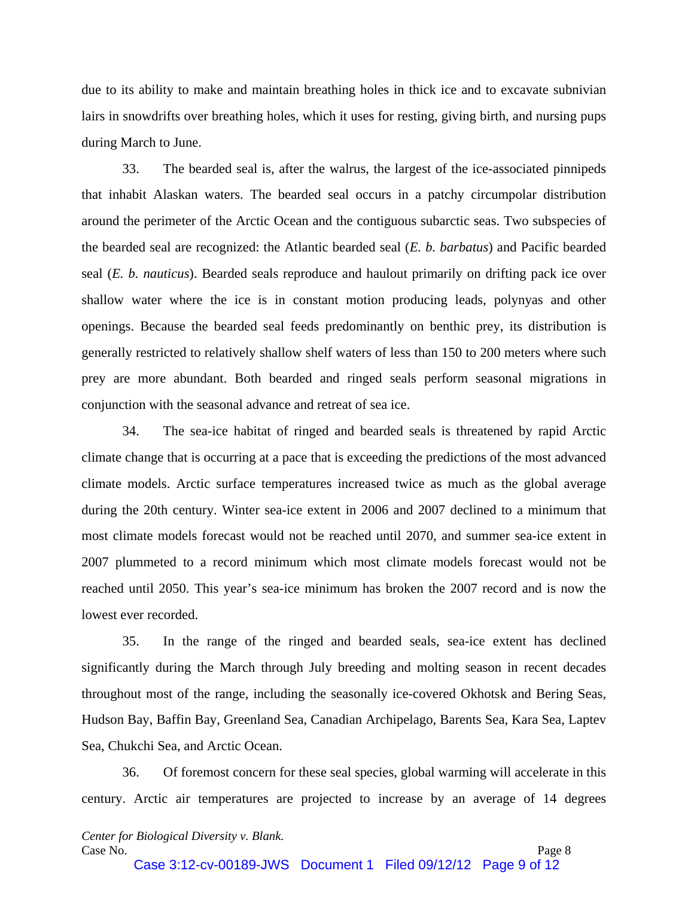due to its ability to make and maintain breathing holes in thick ice and to excavate subnivian lairs in snowdrifts over breathing holes, which it uses for resting, giving birth, and nursing pups during March to June.

33. The bearded seal is, after the walrus, the largest of the ice-associated pinnipeds that inhabit Alaskan waters. The bearded seal occurs in a patchy circumpolar distribution around the perimeter of the Arctic Ocean and the contiguous subarctic seas. Two subspecies of the bearded seal are recognized: the Atlantic bearded seal (*E. b. barbatus*) and Pacific bearded seal (*E. b. nauticus*). Bearded seals reproduce and haulout primarily on drifting pack ice over shallow water where the ice is in constant motion producing leads, polynyas and other openings. Because the bearded seal feeds predominantly on benthic prey, its distribution is generally restricted to relatively shallow shelf waters of less than 150 to 200 meters where such prey are more abundant. Both bearded and ringed seals perform seasonal migrations in conjunction with the seasonal advance and retreat of sea ice.

34. The sea-ice habitat of ringed and bearded seals is threatened by rapid Arctic climate change that is occurring at a pace that is exceeding the predictions of the most advanced climate models. Arctic surface temperatures increased twice as much as the global average during the 20th century. Winter sea-ice extent in 2006 and 2007 declined to a minimum that most climate models forecast would not be reached until 2070, and summer sea-ice extent in 2007 plummeted to a record minimum which most climate models forecast would not be reached until 2050. This year's sea-ice minimum has broken the 2007 record and is now the lowest ever recorded.

35. In the range of the ringed and bearded seals, sea-ice extent has declined significantly during the March through July breeding and molting season in recent decades throughout most of the range, including the seasonally ice-covered Okhotsk and Bering Seas, Hudson Bay, Baffin Bay, Greenland Sea, Canadian Archipelago, Barents Sea, Kara Sea, Laptev Sea, Chukchi Sea, and Arctic Ocean.

36. Of foremost concern for these seal species, global warming will accelerate in this century. Arctic air temperatures are projected to increase by an average of 14 degrees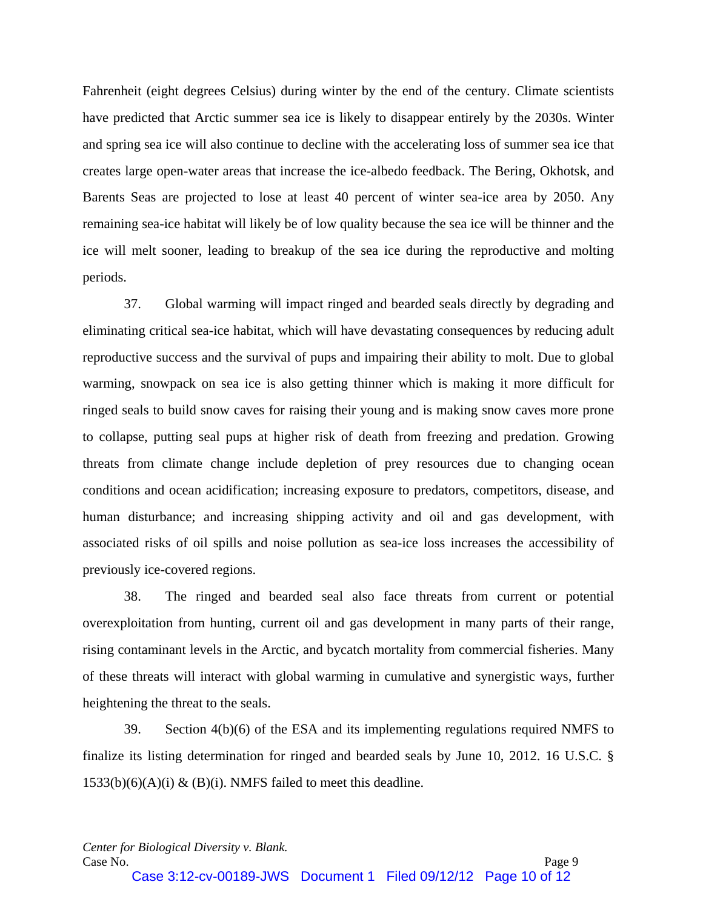Fahrenheit (eight degrees Celsius) during winter by the end of the century. Climate scientists have predicted that Arctic summer sea ice is likely to disappear entirely by the 2030s. Winter and spring sea ice will also continue to decline with the accelerating loss of summer sea ice that creates large open-water areas that increase the ice-albedo feedback. The Bering, Okhotsk, and Barents Seas are projected to lose at least 40 percent of winter sea-ice area by 2050. Any remaining sea-ice habitat will likely be of low quality because the sea ice will be thinner and the ice will melt sooner, leading to breakup of the sea ice during the reproductive and molting periods.

37. Global warming will impact ringed and bearded seals directly by degrading and eliminating critical sea-ice habitat, which will have devastating consequences by reducing adult reproductive success and the survival of pups and impairing their ability to molt. Due to global warming, snowpack on sea ice is also getting thinner which is making it more difficult for ringed seals to build snow caves for raising their young and is making snow caves more prone to collapse, putting seal pups at higher risk of death from freezing and predation. Growing threats from climate change include depletion of prey resources due to changing ocean conditions and ocean acidification; increasing exposure to predators, competitors, disease, and human disturbance; and increasing shipping activity and oil and gas development, with associated risks of oil spills and noise pollution as sea-ice loss increases the accessibility of previously ice-covered regions.

38. The ringed and bearded seal also face threats from current or potential overexploitation from hunting, current oil and gas development in many parts of their range, rising contaminant levels in the Arctic, and bycatch mortality from commercial fisheries. Many of these threats will interact with global warming in cumulative and synergistic ways, further heightening the threat to the seals.

39. Section 4(b)(6) of the ESA and its implementing regulations required NMFS to finalize its listing determination for ringed and bearded seals by June 10, 2012. 16 U.S.C. § 1533(b)(6)(A)(i) & (B)(i). NMFS failed to meet this deadline.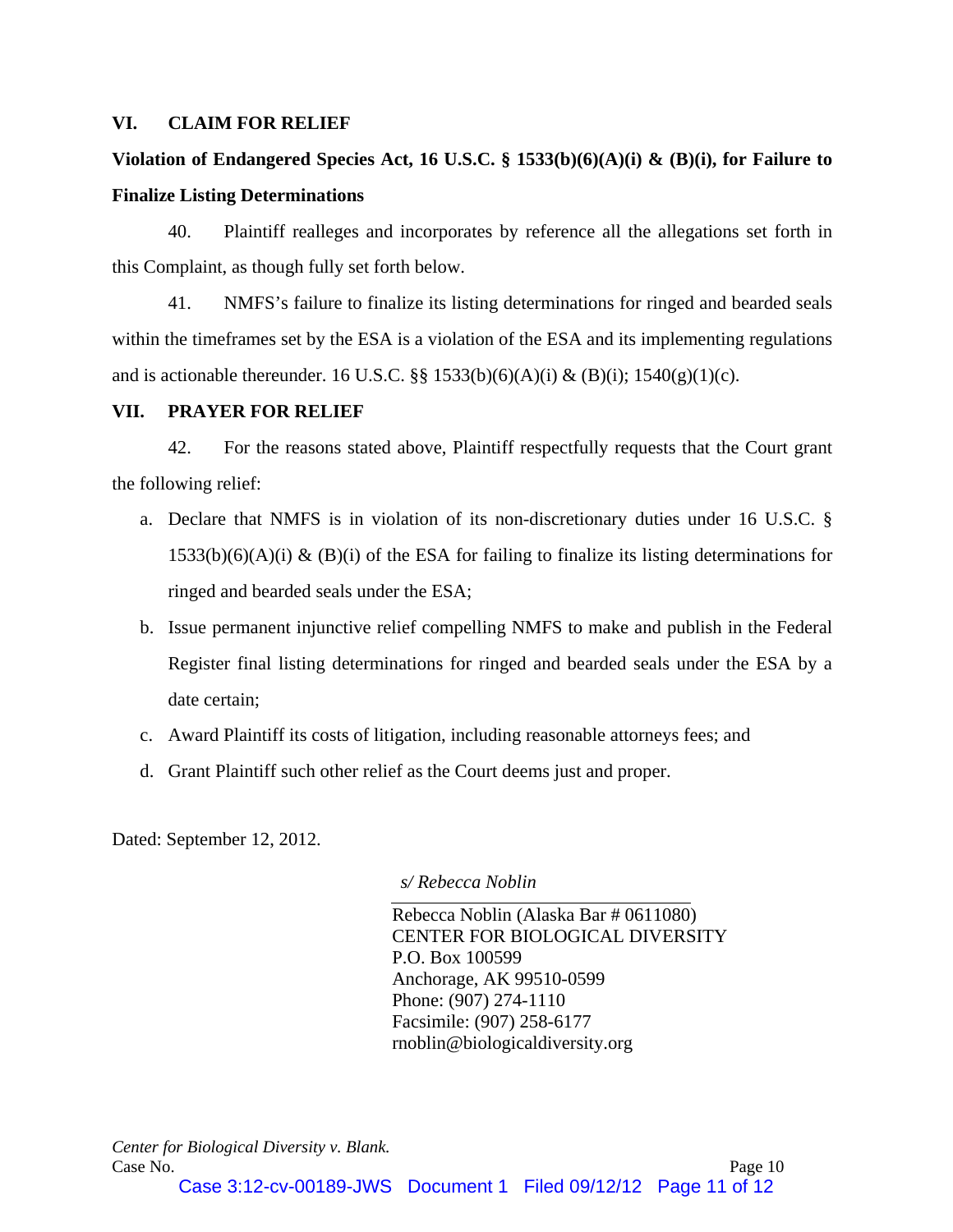## VI. CLAIM FOR RELIEF

**Violation of Endangered Species Act, 16 U.S.C. § 1533(b)(6)(A)(i) & (B)(i), for Failure to Finalize Listing Determinations**

40. Plaintiff realleges and incorporates by reference all the allegations set forth in this Complaint, as though fully set forth below.

41. NMFS's failure to finalize its listing determinations for ringed and bearded seals within the timeframes set by the ESA is a violation of the ESA and its implementing regulations and is actionable thereunder. 16 U.S.C. §§ 1533(b)(6)(A)(i) & (B)(i); 1540(g)(1)(c).

## VII. PRAYER FOR RELIEF

42. For the reasons stated above, Plaintiff respectfully requests that the Court grant the following relief:

a. Declare that NMFS is in violation of its non-discretionary duties under 16 U.S.C. § 1533(b)(6)(A)(i) & (B)(i) of the ESA for failing to finalize its listing determinations for ringed and bearded seals under the ESA;

b. Issue permanent injunctive relief compelling NMFS to make and publish in the Federal Register final listing determinations for ringed and bearded seals under the ESA by a date certain;

c. Award Plaintiff its costs of litigation, including reasonable attorneys fees; and

d. Grant Plaintiff such other relief as the Court deems just and proper.

Dated: September 12, 2012.

*s/ Rebecca Noblin*

Rebecca Noblin (Alaska Bar # 0611080)
CENTER FOR BIOLOGICAL DIVERSITY
P.O. Box 100599
Anchorage, AK 99510-0599
Phone: (907) 274-1110
Facsimile: (907) 258-6177
rnoblin@biologicaldiversity.org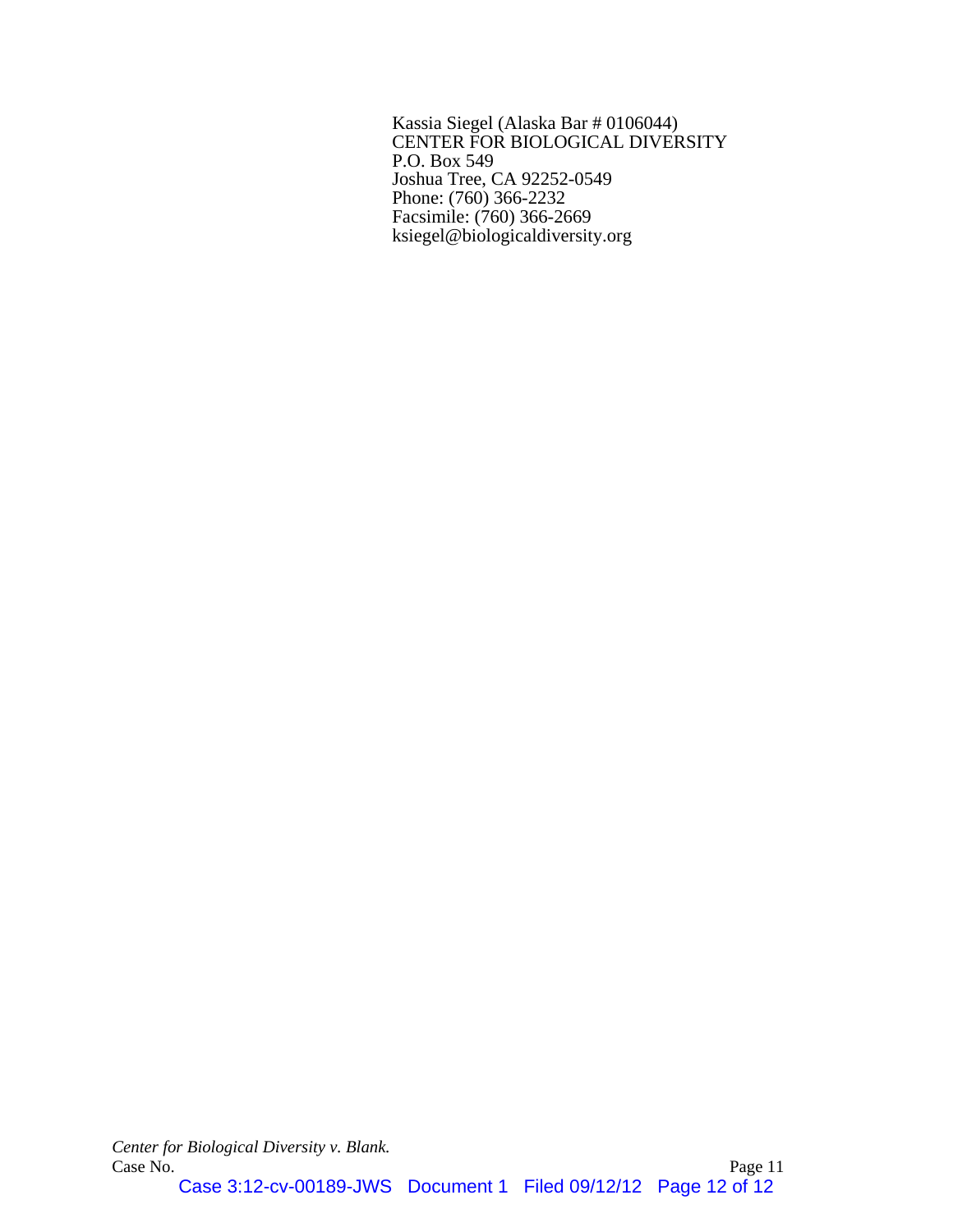Kassia Siegel (Alaska Bar # 0106044)
CENTER FOR BIOLOGICAL DIVERSITY
P.O. Box 549
Joshua Tree, CA 92252-0549
Phone: (760) 366-2232
Facsimile: (760) 366-2669
ksiegel@biologicaldiversity.org